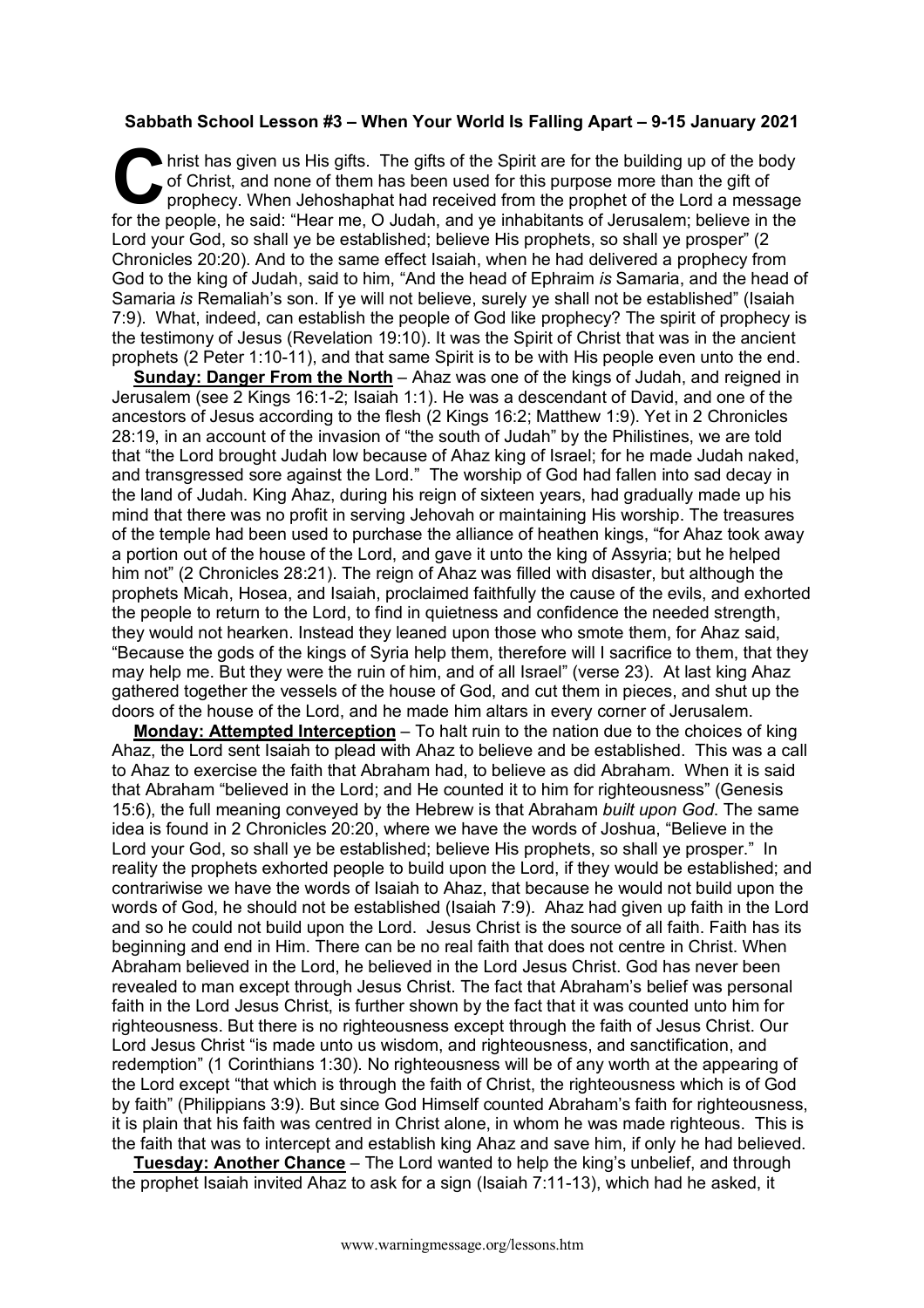**Sabbath School Lesson #3 – When Your World Is Falling Apart – 9-15 January 2021**

Christ has given us His gifts. The gifts of the Spirit are for the building up of the body of Christ, and none of them has been used for this purpose more than the gift of prophecy. When Jehoshaphat had received from the prophet of the Lord a message for the people, he said: "Hear me, O Judah, and ye inhabitants of Jerusalem; believe in the Lord your God, so shall ye be established; believe His prophets, so shall ye prosper" (2 Chronicles 20:20). And to the same effect Isaiah, when he had delivered a prophecy from God to the king of Judah, said to him, "And the head of Ephraim *is* Samaria, and the head of Samaria *is* Remaliah's son. If ye will not believe, surely ye shall not be established" (Isaiah 7:9). What, indeed, can establish the people of God like prophecy? The spirit of prophecy is the testimony of Jesus (Revelation 19:10). It was the Spirit of Christ that was in the ancient prophets (2 Peter 1:10-11), and that same Spirit is to be with His people even unto the end.

**Sunday: Danger From the North** – Ahaz was one of the kings of Judah, and reigned in Jerusalem (see 2 Kings 16:1-2; Isaiah 1:1). He was a descendant of David, and one of the ancestors of Jesus according to the flesh (2 Kings 16:2; Matthew 1:9). Yet in 2 Chronicles 28:19, in an account of the invasion of "the south of Judah" by the Philistines, we are told that "the Lord brought Judah low because of Ahaz king of Israel; for he made Judah naked, and transgressed sore against the Lord." The worship of God had fallen into sad decay in the land of Judah. King Ahaz, during his reign of sixteen years, had gradually made up his mind that there was no profit in serving Jehovah or maintaining His worship. The treasures of the temple had been used to purchase the alliance of heathen kings, "for Ahaz took away a portion out of the house of the Lord, and gave it unto the king of Assyria; but he helped him not" (2 Chronicles 28:21). The reign of Ahaz was filled with disaster, but although the prophets Micah, Hosea, and Isaiah, proclaimed faithfully the cause of the evils, and exhorted the people to return to the Lord, to find in quietness and confidence the needed strength, they would not hearken. Instead they leaned upon those who smote them, for Ahaz said, "Because the gods of the kings of Syria help them, therefore will I sacrifice to them, that they may help me. But they were the ruin of him, and of all Israel" (verse 23). At last king Ahaz gathered together the vessels of the house of God, and cut them in pieces, and shut up the doors of the house of the Lord, and he made him altars in every corner of Jerusalem.

**Monday: Attempted Interception** – To halt ruin to the nation due to the choices of king Ahaz, the Lord sent Isaiah to plead with Ahaz to believe and be established. This was a call to Ahaz to exercise the faith that Abraham had, to believe as did Abraham. When it is said that Abraham "believed in the Lord; and He counted it to him for righteousness" (Genesis 15:6), the full meaning conveyed by the Hebrew is that Abraham *built upon God*. The same idea is found in 2 Chronicles 20:20, where we have the words of Joshua, "Believe in the Lord your God, so shall ye be established; believe His prophets, so shall ye prosper." In reality the prophets exhorted people to build upon the Lord, if they would be established; and contrariwise we have the words of Isaiah to Ahaz, that because he would not build upon the words of God, he should not be established (Isaiah 7:9). Ahaz had given up faith in the Lord and so he could not build upon the Lord. Jesus Christ is the source of all faith. Faith has its beginning and end in Him. There can be no real faith that does not centre in Christ. When Abraham believed in the Lord, he believed in the Lord Jesus Christ. God has never been revealed to man except through Jesus Christ. The fact that Abraham's belief was personal faith in the Lord Jesus Christ, is further shown by the fact that it was counted unto him for righteousness. But there is no righteousness except through the faith of Jesus Christ. Our Lord Jesus Christ "is made unto us wisdom, and righteousness, and sanctification, and redemption" (1 Corinthians 1:30). No righteousness will be of any worth at the appearing of the Lord except "that which is through the faith of Christ, the righteousness which is of God by faith" (Philippians 3:9). But since God Himself counted Abraham's faith for righteousness, it is plain that his faith was centred in Christ alone, in whom he was made righteous. This is the faith that was to intercept and establish king Ahaz and save him, if only he had believed.

**Tuesday: Another Chance** – The Lord wanted to help the king's unbelief, and through the prophet Isaiah invited Ahaz to ask for a sign (Isaiah 7:11-13), which had he asked, it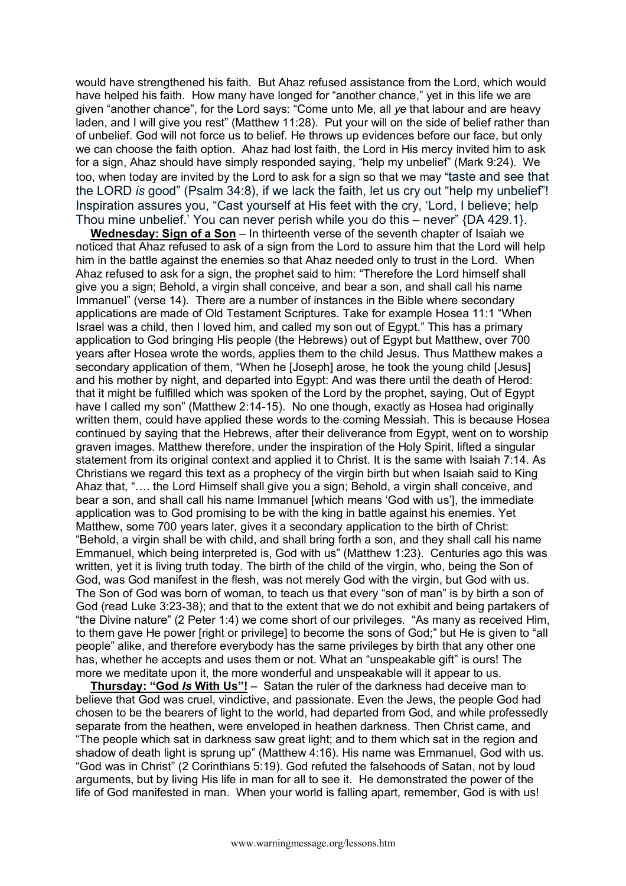would have strengthened his faith. But Ahaz refused assistance from the Lord, which would have helped his faith. How many have longed for "another chance," yet in this life we are given "another chance", for the Lord says: "Come unto Me, all *ye* that labour and are heavy laden, and I will give you rest" (Matthew 11:28). Put your will on the side of belief rather than of unbelief. God will not force us to belief. He throws up evidences before our face, but only we can choose the faith option. Ahaz had lost faith, the Lord in His mercy invited him to ask for a sign, Ahaz should have simply responded saying, "help my unbelief" (Mark 9:24). We too, when today are invited by the Lord to ask for a sign so that we may "taste and see that the LORD *is* good" (Psalm 34:8), if we lack the faith, let us cry out "help my unbelief"! Inspiration assures you, "Cast yourself at His feet with the cry, 'Lord, I believe; help Thou mine unbelief.' You can never perish while you do this – never" {DA 429.1}.

**Wednesday: Sign of a Son** – In thirteenth verse of the seventh chapter of Isaiah we noticed that Ahaz refused to ask of a sign from the Lord to assure him that the Lord will help him in the battle against the enemies so that Ahaz needed only to trust in the Lord. When Ahaz refused to ask for a sign, the prophet said to him: "Therefore the Lord himself shall give you a sign; Behold, a virgin shall conceive, and bear a son, and shall call his name Immanuel" (verse 14). There are a number of instances in the Bible where secondary applications are made of Old Testament Scriptures. Take for example Hosea 11:1 "When Israel was a child, then I loved him, and called my son out of Egypt." This has a primary application to God bringing His people (the Hebrews) out of Egypt but Matthew, over 700 years after Hosea wrote the words, applies them to the child Jesus. Thus Matthew makes a secondary application of them, "When he [Joseph] arose, he took the young child [Jesus] and his mother by night, and departed into Egypt: And was there until the death of Herod: that it might be fulfilled which was spoken of the Lord by the prophet, saying, Out of Egypt have I called my son" (Matthew 2:14-15). No one though, exactly as Hosea had originally written them, could have applied these words to the coming Messiah. This is because Hosea continued by saying that the Hebrews, after their deliverance from Egypt, went on to worship graven images. Matthew therefore, under the inspiration of the Holy Spirit, lifted a singular statement from its original context and applied it to Christ. It is the same with Isaiah 7:14. As Christians we regard this text as a prophecy of the virgin birth but when Isaiah said to King Ahaz that, "…. the Lord Himself shall give you a sign; Behold, a virgin shall conceive, and bear a son, and shall call his name Immanuel [which means 'God with us'], the immediate application was to God promising to be with the king in battle against his enemies. Yet Matthew, some 700 years later, gives it a secondary application to the birth of Christ: "Behold, a virgin shall be with child, and shall bring forth a son, and they shall call his name Emmanuel, which being interpreted is, God with us" (Matthew 1:23). Centuries ago this was written, yet it is living truth today. The birth of the child of the virgin, who, being the Son of God, was God manifest in the flesh, was not merely God with the virgin, but God with us. The Son of God was born of woman, to teach us that every "son of man" is by birth a son of God (read Luke 3:23-38); and that to the extent that we do not exhibit and being partakers of "the Divine nature" (2 Peter 1:4) we come short of our privileges. "As many as received Him, to them gave He power [right or privilege] to become the sons of God;" but He is given to "all people" alike, and therefore everybody has the same privileges by birth that any other one has, whether he accepts and uses them or not. What an "unspeakable gift" is ours! The more we meditate upon it, the more wonderful and unspeakable will it appear to us.

**Thursday: "God *Is* With Us"!** – Satan the ruler of the darkness had deceive man to believe that God was cruel, vindictive, and passionate. Even the Jews, the people God had chosen to be the bearers of light to the world, had departed from God, and while professedly separate from the heathen, were enveloped in heathen darkness. Then Christ came, and "The people which sat in darkness saw great light; and to them which sat in the region and shadow of death light is sprung up" (Matthew 4:16). His name was Emmanuel, God with us. "God was in Christ" (2 Corinthians 5:19). God refuted the falsehoods of Satan, not by loud arguments, but by living His life in man for all to see it. He demonstrated the power of the life of God manifested in man. When your world is falling apart, remember, God is with us!